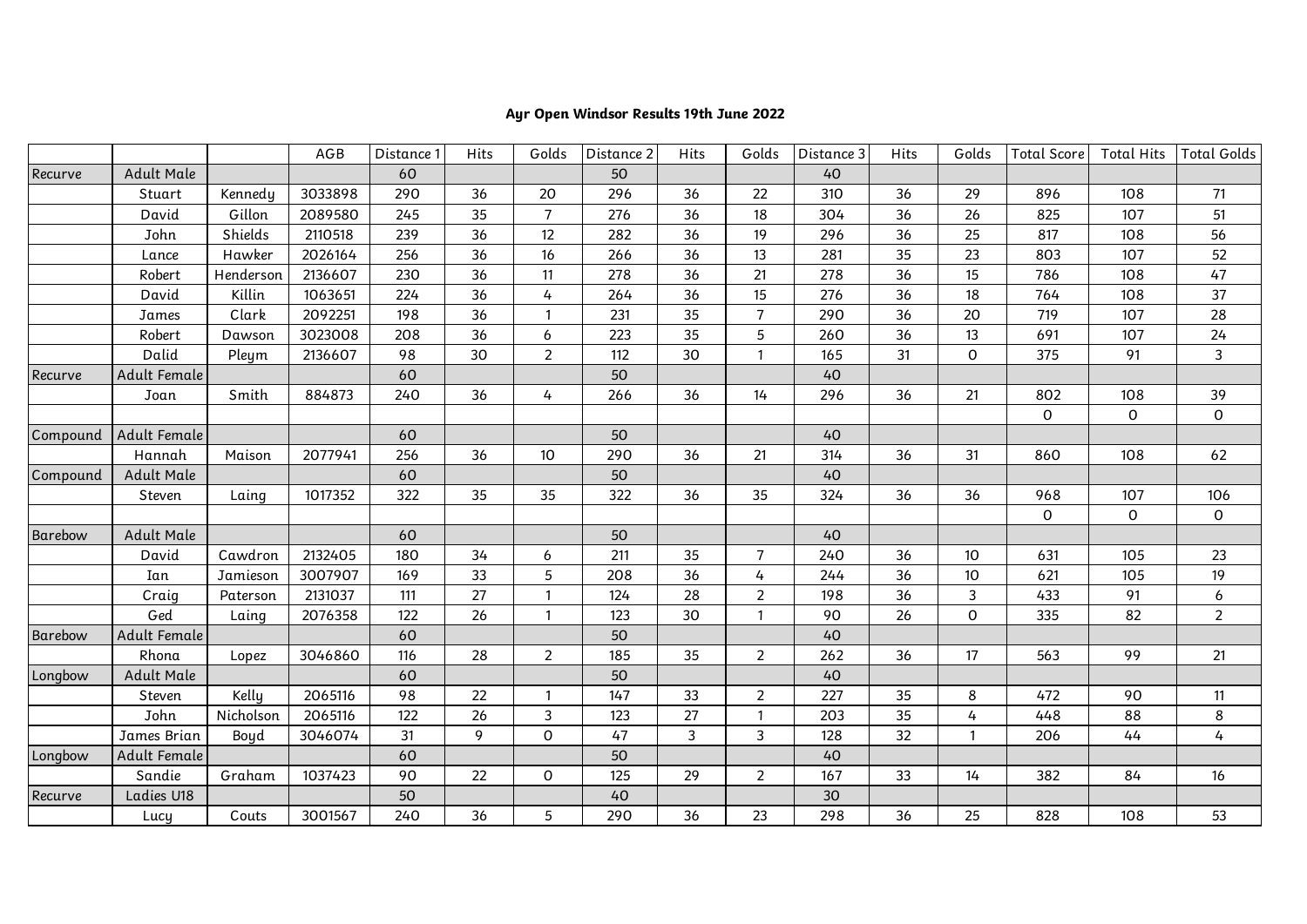## Ayr Open Windsor Results 19th June 2022

| | | | AGB | Distance 1 | Hits | Golds | Distance 2 | Hits | Golds | Distance 3 | Hits | Golds | Total Score | Total Hits | Total Golds |
|---|---|---|---|---|---|---|---|---|---|---|---|---|---|---|---|
| Recurve | Adult Male | | | 60 | | | 50 | | | 40 | | | | | |
| | Stuart | Kennedy | 3033898 | 290 | 36 | 20 | 296 | 36 | 22 | 310 | 36 | 29 | 896 | 108 | 71 |
| | David | Gillon | 2089580 | 245 | 35 | 7 | 276 | 36 | 18 | 304 | 36 | 26 | 825 | 107 | 51 |
| | John | Shields | 2110518 | 239 | 36 | 12 | 282 | 36 | 19 | 296 | 36 | 25 | 817 | 108 | 56 |
| | Lance | Hawker | 2026164 | 256 | 36 | 16 | 266 | 36 | 13 | 281 | 35 | 23 | 803 | 107 | 52 |
| | Robert | Henderson | 2136607 | 230 | 36 | 11 | 278 | 36 | 21 | 278 | 36 | 15 | 786 | 108 | 47 |
| | David | Killin | 1063651 | 224 | 36 | 4 | 264 | 36 | 15 | 276 | 36 | 18 | 764 | 108 | 37 |
| | James | Clark | 2092251 | 198 | 36 | 1 | 231 | 35 | 7 | 290 | 36 | 20 | 719 | 107 | 28 |
| | Robert | Dawson | 3023008 | 208 | 36 | 6 | 223 | 35 | 5 | 260 | 36 | 13 | 691 | 107 | 24 |
| | Dalid | Pleym | 2136607 | 98 | 30 | 2 | 112 | 30 | 1 | 165 | 31 | 0 | 375 | 91 | 3 |
| Recurve | Adult Female | | | 60 | | | 50 | | | 40 | | | | | |
| | Joan | Smith | 884873 | 240 | 36 | 4 | 266 | 36 | 14 | 296 | 36 | 21 | 802 | 108 | 39 |
| | | | | | | | | | | | | | 0 | 0 | 0 |
| Compound | Adult Female | | | 60 | | | 50 | | | 40 | | | | | |
| | Hannah | Maison | 2077941 | 256 | 36 | 10 | 290 | 36 | 21 | 314 | 36 | 31 | 860 | 108 | 62 |
| Compound | Adult Male | | | 60 | | | 50 | | | 40 | | | | | |
| | Steven | Laing | 1017352 | 322 | 35 | 35 | 322 | 36 | 35 | 324 | 36 | 36 | 968 | 107 | 106 |
| | | | | | | | | | | | | | 0 | 0 | 0 |
| Barebow | Adult Male | | | 60 | | | 50 | | | 40 | | | | | |
| | David | Cawdron | 2132405 | 180 | 34 | 6 | 211 | 35 | 7 | 240 | 36 | 10 | 631 | 105 | 23 |
| | Ian | Jamieson | 3007907 | 169 | 33 | 5 | 208 | 36 | 4 | 244 | 36 | 10 | 621 | 105 | 19 |
| | Craig | Paterson | 2131037 | 111 | 27 | 1 | 124 | 28 | 2 | 198 | 36 | 3 | 433 | 91 | 6 |
| | Ged | Laing | 2076358 | 122 | 26 | 1 | 123 | 30 | 1 | 90 | 26 | 0 | 335 | 82 | 2 |
| Barebow | Adult Female | | | 60 | | | 50 | | | 40 | | | | | |
| | Rhona | Lopez | 3046860 | 116 | 28 | 2 | 185 | 35 | 2 | 262 | 36 | 17 | 563 | 99 | 21 |
| Longbow | Adult Male | | | 60 | | | 50 | | | 40 | | | | | |
| | Steven | Kelly | 2065116 | 98 | 22 | 1 | 147 | 33 | 2 | 227 | 35 | 8 | 472 | 90 | 11 |
| | John | Nicholson | 2065116 | 122 | 26 | 3 | 123 | 27 | 1 | 203 | 35 | 4 | 448 | 88 | 8 |
| | James Brian | Boyd | 3046074 | 31 | 9 | 0 | 47 | 3 | 3 | 128 | 32 | 1 | 206 | 44 | 4 |
| Longbow | Adult Female | | | 60 | | | 50 | | | 40 | | | | | |
| | Sandie | Graham | 1037423 | 90 | 22 | 0 | 125 | 29 | 2 | 167 | 33 | 14 | 382 | 84 | 16 |
| Recurve | Ladies U18 | | | 50 | | | 40 | | | 30 | | | | | |
| | Lucy | Couts | 3001567 | 240 | 36 | 5 | 290 | 36 | 23 | 298 | 36 | 25 | 828 | 108 | 53 |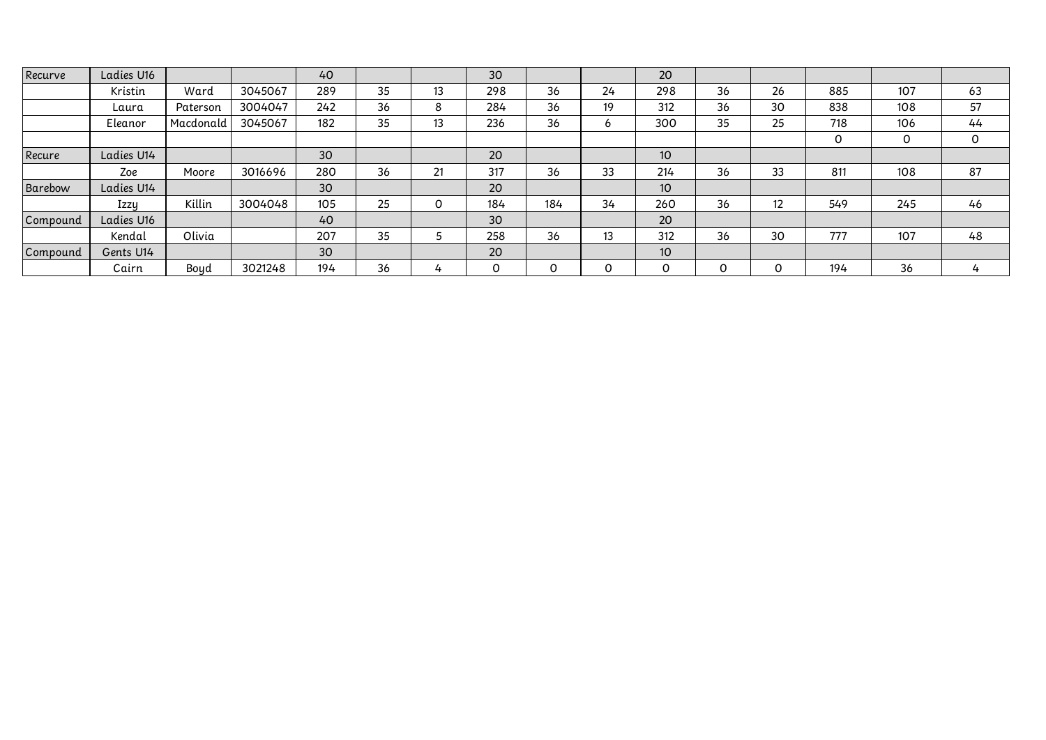| | | | | | | | | | | | | | | | |
|---|---|---|---|---|---|---|---|---|---|---|---|---|---|---|---|
| Recurve | Ladies U16 | | | 40 | | | 30 | | | 20 | | | | | |
| | Kristin | Ward | 3045067 | 289 | 35 | 13 | 298 | 36 | 24 | 298 | 36 | 26 | 885 | 107 | 63 |
| | Laura | Paterson | 3004047 | 242 | 36 | 8 | 284 | 36 | 19 | 312 | 36 | 30 | 838 | 108 | 57 |
| | Eleanor | Macdonald | 3045067 | 182 | 35 | 13 | 236 | 36 | 6 | 300 | 35 | 25 | 718 | 106 | 44 |
| | | | | | | | | | | | | | 0 | 0 | 0 |
| Recure | Ladies U14 | | | 30 | | | 20 | | | 10 | | | | | |
| | Zoe | Moore | 3016696 | 280 | 36 | 21 | 317 | 36 | 33 | 214 | 36 | 33 | 811 | 108 | 87 |
| Barebow | Ladies U14 | | | 30 | | | 20 | | | 10 | | | | | |
| | Izzy | Killin | 3004048 | 105 | 25 | 0 | 184 | 184 | 34 | 260 | 36 | 12 | 549 | 245 | 46 |
| Compound | Ladies U16 | | | 40 | | | 30 | | | 20 | | | | | |
| | Kendal | Olivia | | 207 | 35 | 5 | 258 | 36 | 13 | 312 | 36 | 30 | 777 | 107 | 48 |
| Compound | Gents U14 | | | 30 | | | 20 | | | 10 | | | | | |
| | Cairn | Boyd | 3021248 | 194 | 36 | 4 | 0 | 0 | 0 | 0 | 0 | 0 | 194 | 36 | 4 |